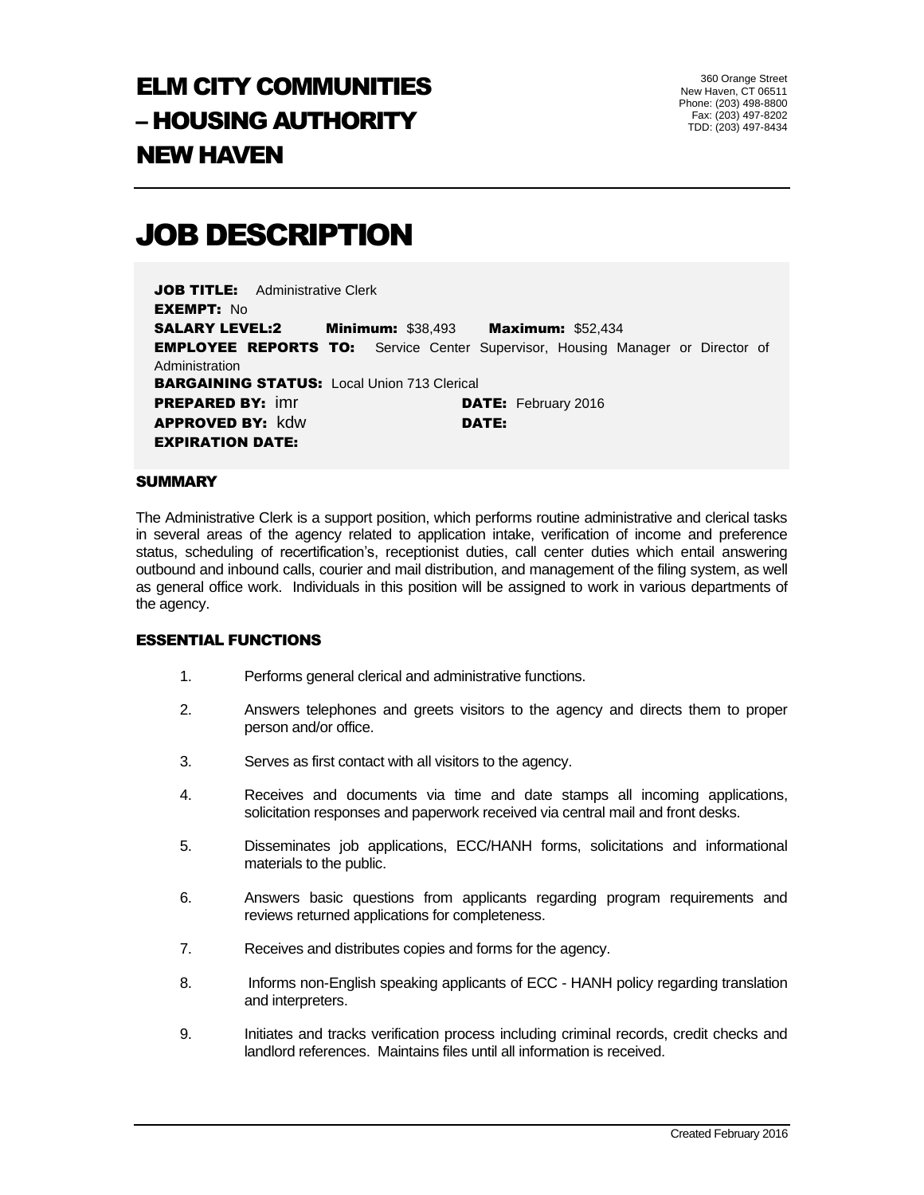# ELM CITY COMMUNITIES – HOUSING AUTHORITY NEW HAVEN

360 Orange Street
New Haven, CT 06511
Phone: (203) 498-8800
Fax: (203) 497-8202
TDD: (203) 497-8434

# JOB DESCRIPTION

**JOB TITLE:** Administrative Clerk
**EXEMPT:** No
**SALARY LEVEL:2** **Minimum:** $38,493 **Maximum:** $52,434
**EMPLOYEE REPORTS TO:** Service Center Supervisor, Housing Manager or Director of Administration
**BARGAINING STATUS:** Local Union 713 Clerical
**PREPARED BY:** imr **DATE:** February 2016
**APPROVED BY:** kdw **DATE:**
**EXPIRATION DATE:**

## SUMMARY

The Administrative Clerk is a support position, which performs routine administrative and clerical tasks in several areas of the agency related to application intake, verification of income and preference status, scheduling of recertification's, receptionist duties, call center duties which entail answering outbound and inbound calls, courier and mail distribution, and management of the filing system, as well as general office work. Individuals in this position will be assigned to work in various departments of the agency.

## ESSENTIAL FUNCTIONS

1. Performs general clerical and administrative functions.
2. Answers telephones and greets visitors to the agency and directs them to proper person and/or office.
3. Serves as first contact with all visitors to the agency.
4. Receives and documents via time and date stamps all incoming applications, solicitation responses and paperwork received via central mail and front desks.
5. Disseminates job applications, ECC/HANH forms, solicitations and informational materials to the public.
6. Answers basic questions from applicants regarding program requirements and reviews returned applications for completeness.
7. Receives and distributes copies and forms for the agency.
8. Informs non-English speaking applicants of ECC - HANH policy regarding translation and interpreters.
9. Initiates and tracks verification process including criminal records, credit checks and landlord references. Maintains files until all information is received.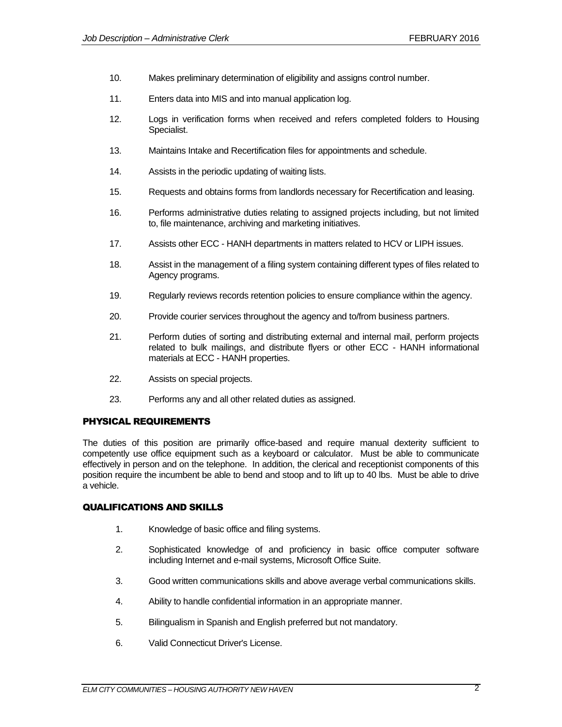10. Makes preliminary determination of eligibility and assigns control number.

11. Enters data into MIS and into manual application log.

12. Logs in verification forms when received and refers completed folders to Housing Specialist.

13. Maintains Intake and Recertification files for appointments and schedule.

14. Assists in the periodic updating of waiting lists.

15. Requests and obtains forms from landlords necessary for Recertification and leasing.

16. Performs administrative duties relating to assigned projects including, but not limited to, file maintenance, archiving and marketing initiatives.

17. Assists other ECC - HANH departments in matters related to HCV or LIPH issues.

18. Assist in the management of a filing system containing different types of files related to Agency programs.

19. Regularly reviews records retention policies to ensure compliance within the agency.

20. Provide courier services throughout the agency and to/from business partners.

21. Perform duties of sorting and distributing external and internal mail, perform projects related to bulk mailings, and distribute flyers or other ECC - HANH informational materials at ECC - HANH properties.

22. Assists on special projects.

23. Performs any and all other related duties as assigned.

## PHYSICAL REQUIREMENTS

The duties of this position are primarily office-based and require manual dexterity sufficient to competently use office equipment such as a keyboard or calculator. Must be able to communicate effectively in person and on the telephone. In addition, the clerical and receptionist components of this position require the incumbent be able to bend and stoop and to lift up to 40 lbs. Must be able to drive a vehicle.

## QUALIFICATIONS AND SKILLS

1. Knowledge of basic office and filing systems.

2. Sophisticated knowledge of and proficiency in basic office computer software including Internet and e-mail systems, Microsoft Office Suite.

3. Good written communications skills and above average verbal communications skills.

4. Ability to handle confidential information in an appropriate manner.

5. Bilingualism in Spanish and English preferred but not mandatory.

6. Valid Connecticut Driver's License.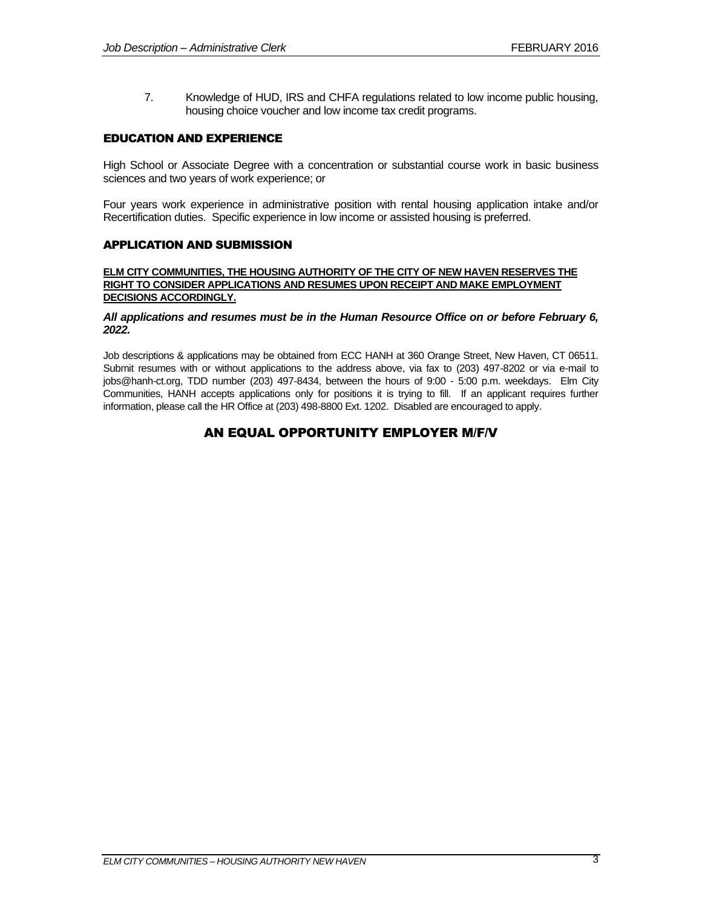7. Knowledge of HUD, IRS and CHFA regulations related to low income public housing, housing choice voucher and low income tax credit programs.

## EDUCATION AND EXPERIENCE

High School or Associate Degree with a concentration or substantial course work in basic business sciences and two years of work experience; or

Four years work experience in administrative position with rental housing application intake and/or Recertification duties. Specific experience in low income or assisted housing is preferred.

## APPLICATION AND SUBMISSION

**ELM CITY COMMUNITIES, THE HOUSING AUTHORITY OF THE CITY OF NEW HAVEN RESERVES THE RIGHT TO CONSIDER APPLICATIONS AND RESUMES UPON RECEIPT AND MAKE EMPLOYMENT DECISIONS ACCORDINGLY.**

***All applications and resumes must be in the Human Resource Office on or before February 6, 2022.***

Job descriptions & applications may be obtained from ECC HANH at 360 Orange Street, New Haven, CT 06511. Submit resumes with or without applications to the address above, via fax to (203) 497-8202 or via e-mail to jobs@hanh-ct.org, TDD number (203) 497-8434, between the hours of 9:00 - 5:00 p.m. weekdays. Elm City Communities, HANH accepts applications only for positions it is trying to fill. If an applicant requires further information, please call the HR Office at (203) 498-8800 Ext. 1202. Disabled are encouraged to apply.

## AN EQUAL OPPORTUNITY EMPLOYER M/F/V